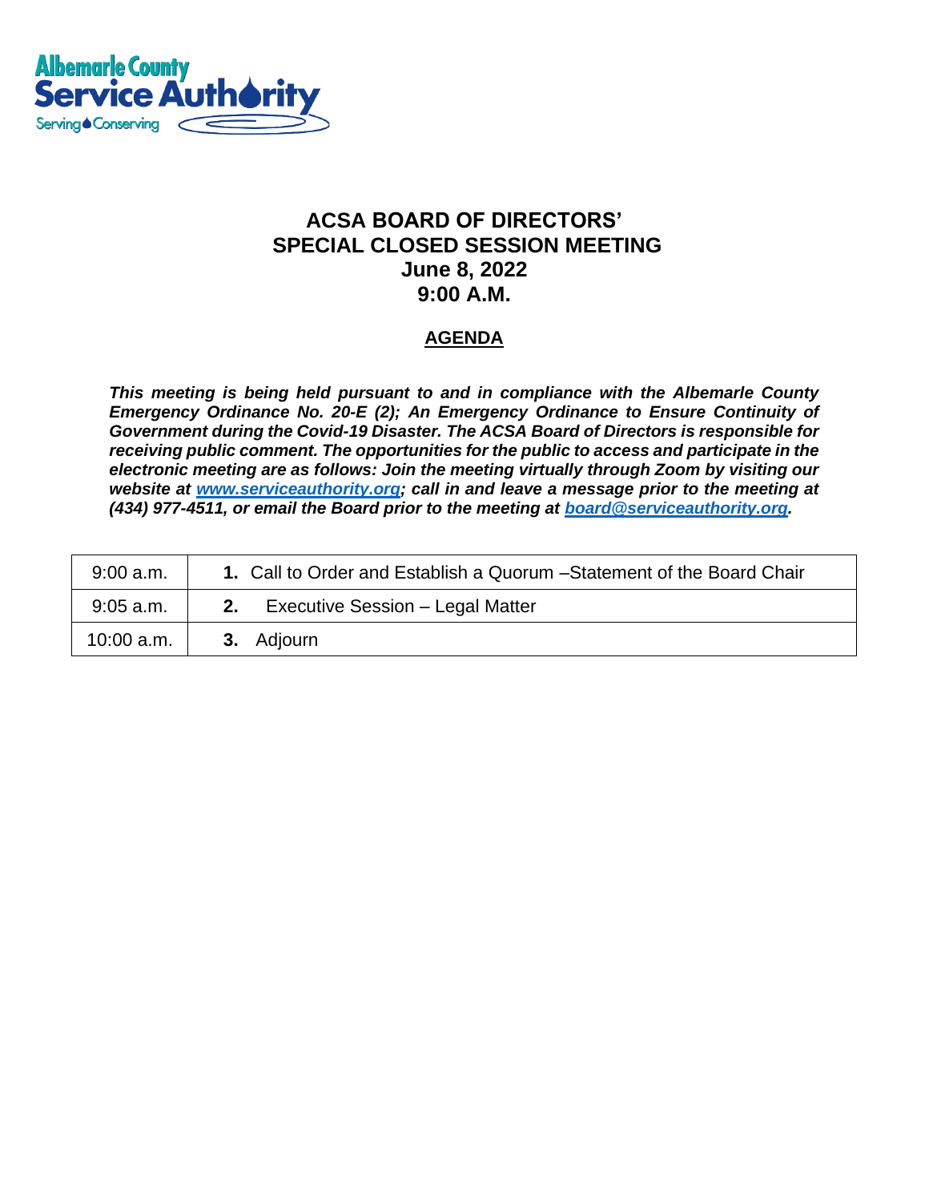Albemarle County Service Authority
Serving Conserving

# ACSA BOARD OF DIRECTORS' SPECIAL CLOSED SESSION MEETING
## June 8, 2022
## 9:00 A.M.

**AGENDA**

***This meeting is being held pursuant to and in compliance with the Albemarle County Emergency Ordinance No. 20-E (2); An Emergency Ordinance to Ensure Continuity of Government during the Covid-19 Disaster. The ACSA Board of Directors is responsible for receiving public comment. The opportunities for the public to access and participate in the electronic meeting are as follows: Join the meeting virtually through Zoom by visiting our website at [www.serviceauthority.org](http://www.serviceauthority.org); call in and leave a message prior to the meeting at (434) 977-4511, or email the Board prior to the meeting at [board@serviceauthority.org](mailto:board@serviceauthority.org).***

| | |
|---|---|
| 9:00 a.m. | **1.** Call to Order and Establish a Quorum –Statement of the Board Chair |
| 9:05 a.m. | **2.** Executive Session – Legal Matter |
| 10:00 a.m. | **3.** Adjourn |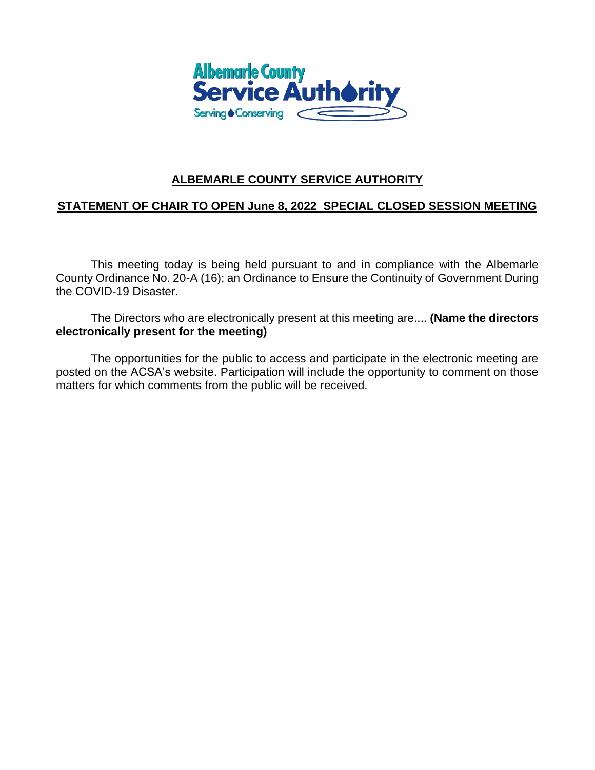## ALBEMARLE COUNTY SERVICE AUTHORITY

## STATEMENT OF CHAIR TO OPEN June 8, 2022 SPECIAL CLOSED SESSION MEETING

This meeting today is being held pursuant to and in compliance with the Albemarle County Ordinance No. 20-A (16); an Ordinance to Ensure the Continuity of Government During the COVID-19 Disaster.

The Directors who are electronically present at this meeting are.... **(Name the directors electronically present for the meeting)**

The opportunities for the public to access and participate in the electronic meeting are posted on the ACSA's website. Participation will include the opportunity to comment on those matters for which comments from the public will be received.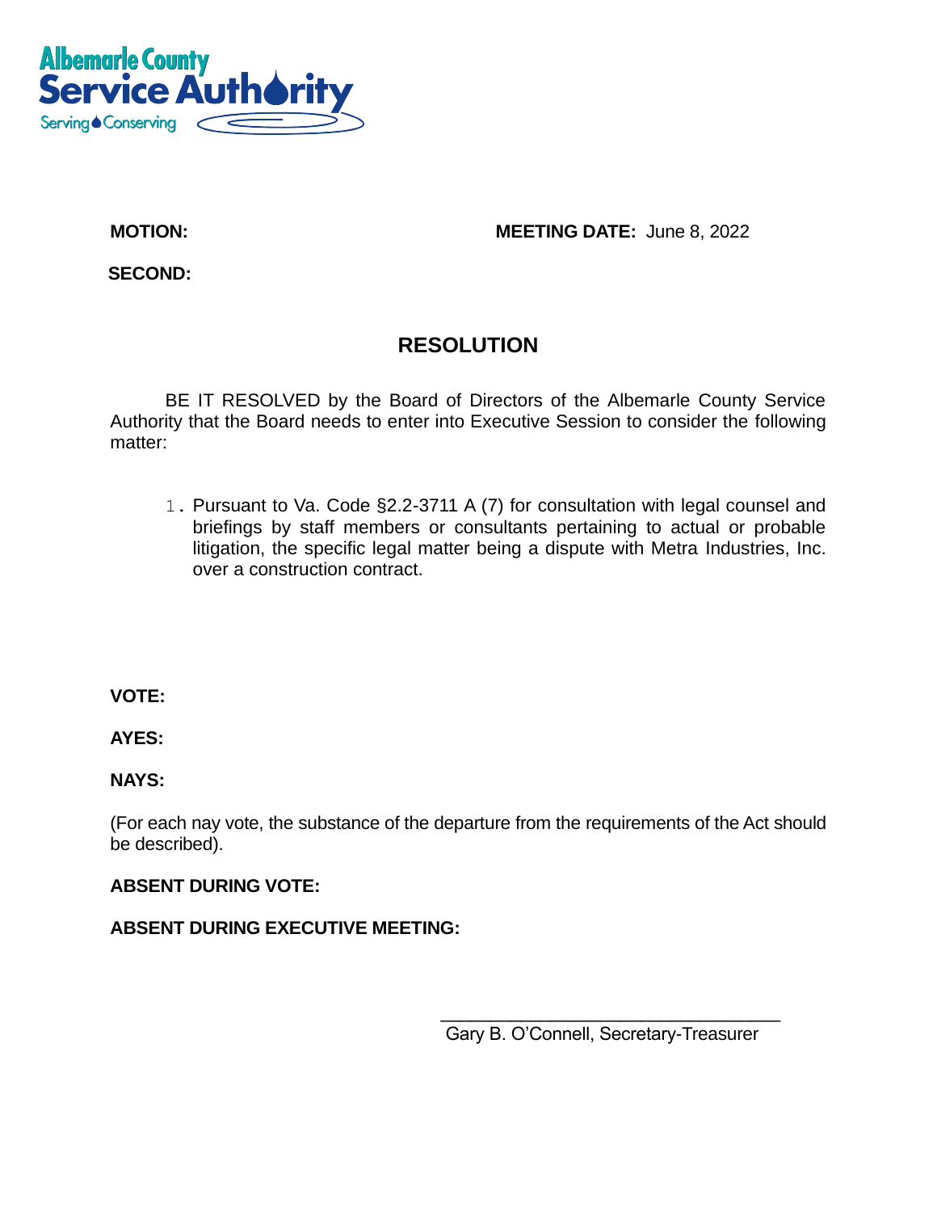Albemarle County
Service Authority
Serving Conserving

**MOTION:** **MEETING DATE:** June 8, 2022

**SECOND:**

## RESOLUTION

BE IT RESOLVED by the Board of Directors of the Albemarle County Service Authority that the Board needs to enter into Executive Session to consider the following matter:

1. Pursuant to Va. Code §2.2-3711 A (7) for consultation with legal counsel and briefings by staff members or consultants pertaining to actual or probable litigation, the specific legal matter being a dispute with Metra Industries, Inc. over a construction contract.

**VOTE:**

**AYES:**

**NAYS:**

(For each nay vote, the substance of the departure from the requirements of the Act should be described).

**ABSENT DURING VOTE:**

**ABSENT DURING EXECUTIVE MEETING:**

\_\_\_\_\_\_\_\_\_\_\_\_\_\_\_\_\_\_\_\_\_\_\_\_\_\_\_\_\_\_\_\_\_\_\_
Gary B. O'Connell, Secretary-Treasurer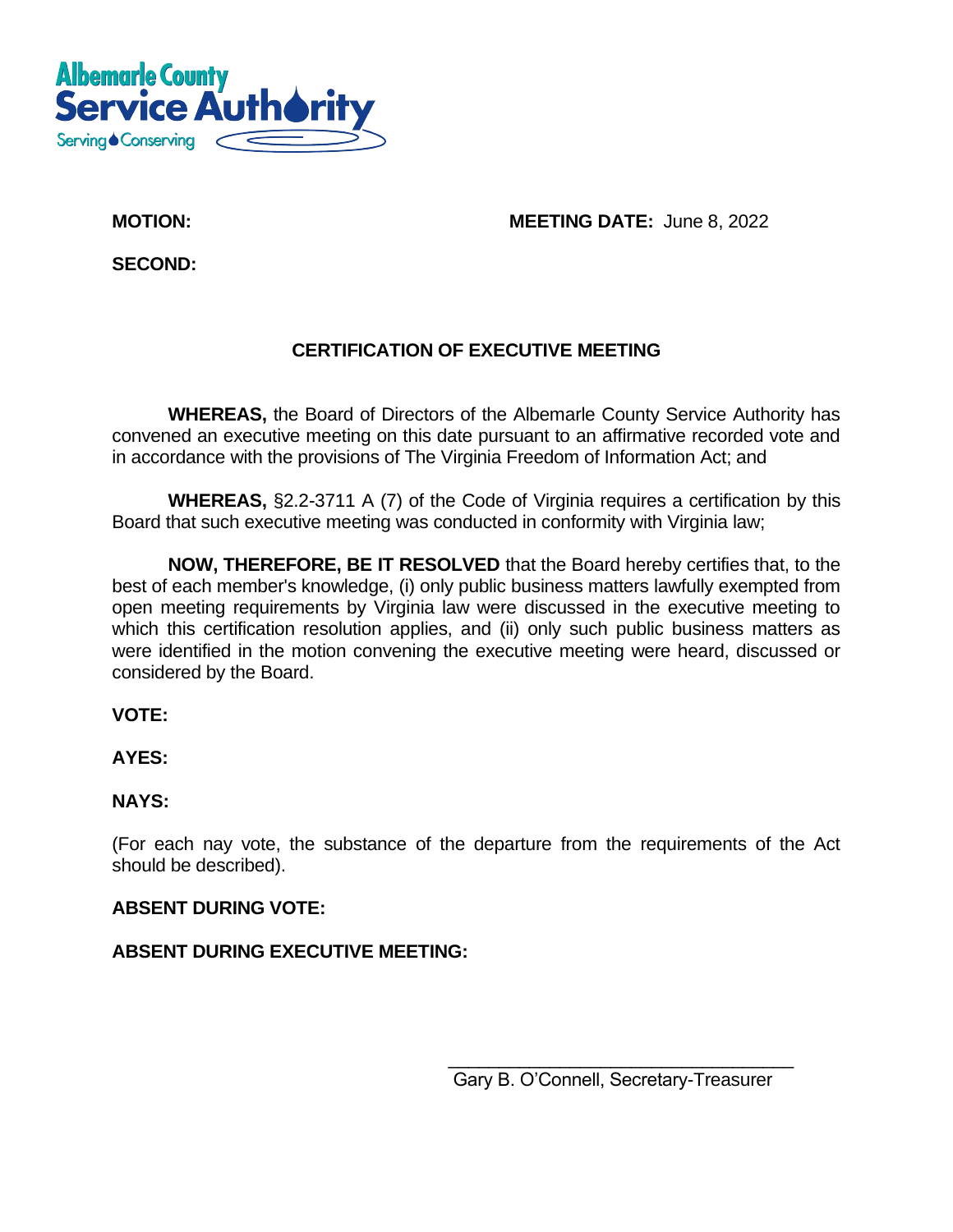Albemarle County
Service Authority
Serving Conserving

**MOTION:** **MEETING DATE:** June 8, 2022

**SECOND:**

## CERTIFICATION OF EXECUTIVE MEETING

**WHEREAS,** the Board of Directors of the Albemarle County Service Authority has convened an executive meeting on this date pursuant to an affirmative recorded vote and in accordance with the provisions of The Virginia Freedom of Information Act; and

**WHEREAS,** §2.2-3711 A (7) of the Code of Virginia requires a certification by this Board that such executive meeting was conducted in conformity with Virginia law;

**NOW, THEREFORE, BE IT RESOLVED** that the Board hereby certifies that, to the best of each member's knowledge, (i) only public business matters lawfully exempted from open meeting requirements by Virginia law were discussed in the executive meeting to which this certification resolution applies, and (ii) only such public business matters as were identified in the motion convening the executive meeting were heard, discussed or considered by the Board.

**VOTE:**

**AYES:**

**NAYS:**

(For each nay vote, the substance of the departure from the requirements of the Act should be described).

**ABSENT DURING VOTE:**

**ABSENT DURING EXECUTIVE MEETING:**

\_\_\_\_\_\_\_\_\_\_\_\_\_\_\_\_\_\_\_\_\_\_\_\_\_\_\_\_\_\_\_\_\_\_\_

Gary B. O'Connell, Secretary-Treasurer